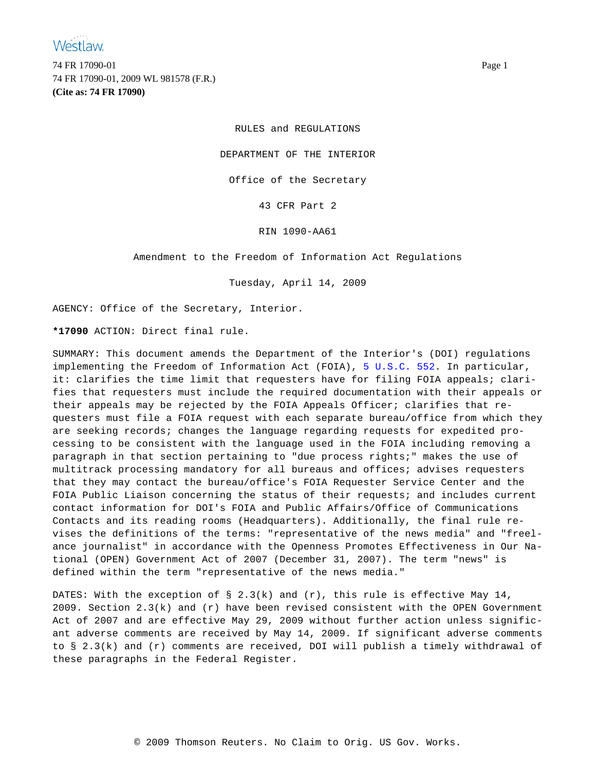74 FR 17090-01
74 FR 17090-01, 2009 WL 981578 (F.R.)
**(Cite as: 74 FR 17090)**

RULES and REGULATIONS

DEPARTMENT OF THE INTERIOR

Office of the Secretary

43 CFR Part 2

RIN 1090-AA61

# Amendment to the Freedom of Information Act Regulations

Tuesday, April 14, 2009

AGENCY: Office of the Secretary, Interior.

***17090** ACTION: Direct final rule.

SUMMARY: This document amends the Department of the Interior's (DOI) regulations implementing the Freedom of Information Act (FOIA), 5 U.S.C. 552. In particular, it: clarifies the time limit that requesters have for filing FOIA appeals; clarifies that requesters must include the required documentation with their appeals or their appeals may be rejected by the FOIA Appeals Officer; clarifies that requesters must file a FOIA request with each separate bureau/office from which they are seeking records; changes the language regarding requests for expedited processing to be consistent with the language used in the FOIA including removing a paragraph in that section pertaining to "due process rights;" makes the use of multitrack processing mandatory for all bureaus and offices; advises requesters that they may contact the bureau/office's FOIA Requester Service Center and the FOIA Public Liaison concerning the status of their requests; and includes current contact information for DOI's FOIA and Public Affairs/Office of Communications Contacts and its reading rooms (Headquarters). Additionally, the final rule revises the definitions of the terms: "representative of the news media" and "freelance journalist" in accordance with the Openness Promotes Effectiveness in Our National (OPEN) Government Act of 2007 (December 31, 2007). The term "news" is defined within the term "representative of the news media."

DATES: With the exception of § 2.3(k) and (r), this rule is effective May 14, 2009. Section 2.3(k) and (r) have been revised consistent with the OPEN Government Act of 2007 and are effective May 29, 2009 without further action unless significant adverse comments are received by May 14, 2009. If significant adverse comments to § 2.3(k) and (r) comments are received, DOI will publish a timely withdrawal of these paragraphs in the Federal Register.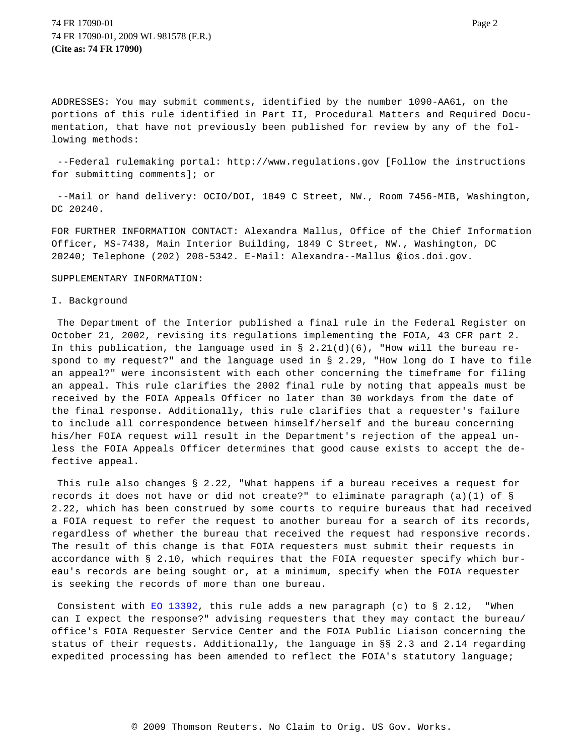ADDRESSES: You may submit comments, identified by the number 1090-AA61, on the portions of this rule identified in Part II, Procedural Matters and Required Documentation, that have not previously been published for review by any of the following methods:

--Federal rulemaking portal: http://www.regulations.gov [Follow the instructions for submitting comments]; or

--Mail or hand delivery: OCIO/DOI, 1849 C Street, NW., Room 7456-MIB, Washington, DC 20240.

FOR FURTHER INFORMATION CONTACT: Alexandra Mallus, Office of the Chief Information Officer, MS-7438, Main Interior Building, 1849 C Street, NW., Washington, DC 20240; Telephone (202) 208-5342. E-Mail: Alexandra--Mallus @ios.doi.gov.

SUPPLEMENTARY INFORMATION:

I. Background

The Department of the Interior published a final rule in the Federal Register on October 21, 2002, revising its regulations implementing the FOIA, 43 CFR part 2. In this publication, the language used in § 2.21(d)(6), "How will the bureau respond to my request?" and the language used in § 2.29, "How long do I have to file an appeal?" were inconsistent with each other concerning the timeframe for filing an appeal. This rule clarifies the 2002 final rule by noting that appeals must be received by the FOIA Appeals Officer no later than 30 workdays from the date of the final response. Additionally, this rule clarifies that a requester's failure to include all correspondence between himself/herself and the bureau concerning his/her FOIA request will result in the Department's rejection of the appeal unless the FOIA Appeals Officer determines that good cause exists to accept the defective appeal.

This rule also changes § 2.22, "What happens if a bureau receives a request for records it does not have or did not create?" to eliminate paragraph (a)(1) of § 2.22, which has been construed by some courts to require bureaus that had received a FOIA request to refer the request to another bureau for a search of its records, regardless of whether the bureau that received the request had responsive records. The result of this change is that FOIA requesters must submit their requests in accordance with § 2.10, which requires that the FOIA requester specify which bureau's records are being sought or, at a minimum, specify when the FOIA requester is seeking the records of more than one bureau.

Consistent with EO 13392, this rule adds a new paragraph (c) to § 2.12, "When can I expect the response?" advising requesters that they may contact the bureau/office's FOIA Requester Service Center and the FOIA Public Liaison concerning the status of their requests. Additionally, the language in §§ 2.3 and 2.14 regarding expedited processing has been amended to reflect the FOIA's statutory language;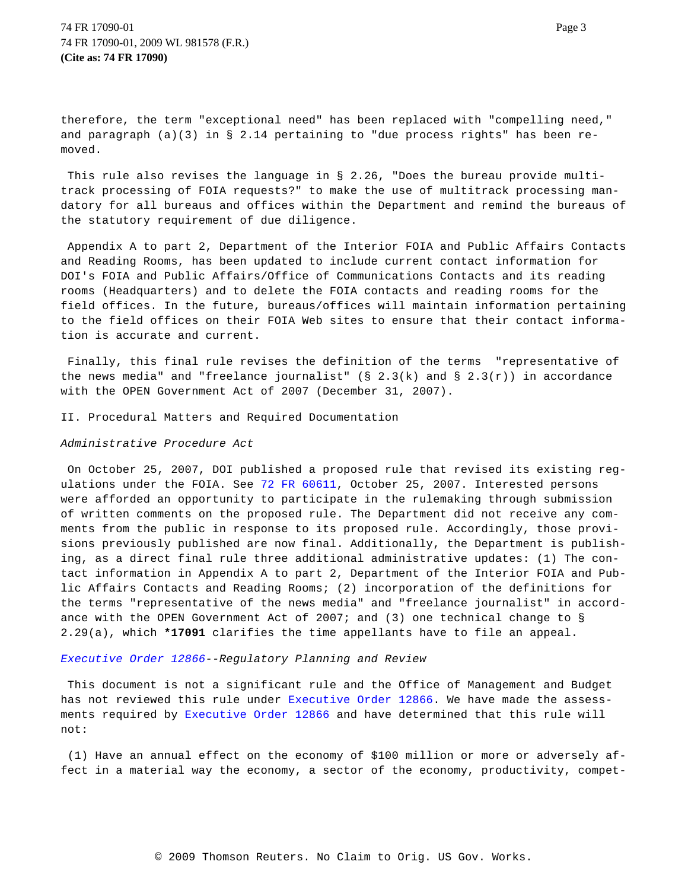therefore, the term "exceptional need" has been replaced with "compelling need," and paragraph (a)(3) in § 2.14 pertaining to "due process rights" has been removed.

This rule also revises the language in § 2.26, "Does the bureau provide multi-track processing of FOIA requests?" to make the use of multitrack processing mandatory for all bureaus and offices within the Department and remind the bureaus of the statutory requirement of due diligence.

Appendix A to part 2, Department of the Interior FOIA and Public Affairs Contacts and Reading Rooms, has been updated to include current contact information for DOI's FOIA and Public Affairs/Office of Communications Contacts and its reading rooms (Headquarters) and to delete the FOIA contacts and reading rooms for the field offices. In the future, bureaus/offices will maintain information pertaining to the field offices on their FOIA Web sites to ensure that their contact information is accurate and current.

Finally, this final rule revises the definition of the terms "representative of the news media" and "freelance journalist" (§ 2.3(k) and § 2.3(r)) in accordance with the OPEN Government Act of 2007 (December 31, 2007).

II. Procedural Matters and Required Documentation

*Administrative Procedure Act*

On October 25, 2007, DOI published a proposed rule that revised its existing regulations under the FOIA. See 72 FR 60611, October 25, 2007. Interested persons were afforded an opportunity to participate in the rulemaking through submission of written comments on the proposed rule. The Department did not receive any comments from the public in response to its proposed rule. Accordingly, those provisions previously published are now final. Additionally, the Department is publishing, as a direct final rule three additional administrative updates: (1) The contact information in Appendix A to part 2, Department of the Interior FOIA and Public Affairs Contacts and Reading Rooms; (2) incorporation of the definitions for the terms "representative of the news media" and "freelance journalist" in accordance with the OPEN Government Act of 2007; and (3) one technical change to § 2.29(a), which **\*17091** clarifies the time appellants have to file an appeal.

*Executive Order 12866--Regulatory Planning and Review*

This document is not a significant rule and the Office of Management and Budget has not reviewed this rule under Executive Order 12866. We have made the assessments required by Executive Order 12866 and have determined that this rule will not:

(1) Have an annual effect on the economy of $100 million or more or adversely affect in a material way the economy, a sector of the economy, productivity, compet-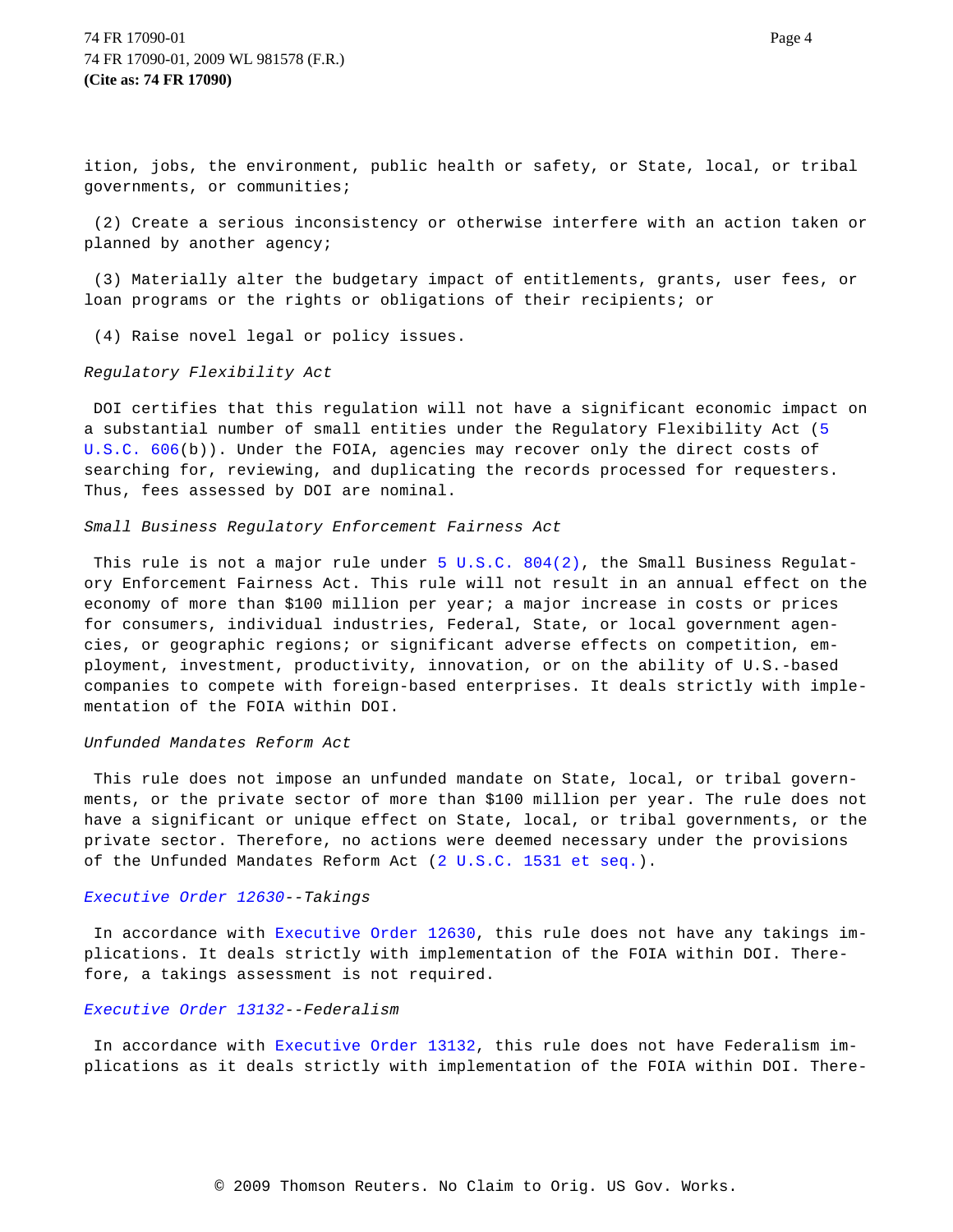ition, jobs, the environment, public health or safety, or State, local, or tribal governments, or communities;

(2) Create a serious inconsistency or otherwise interfere with an action taken or planned by another agency;

(3) Materially alter the budgetary impact of entitlements, grants, user fees, or loan programs or the rights or obligations of their recipients; or

(4) Raise novel legal or policy issues.

*Regulatory Flexibility Act*

DOI certifies that this regulation will not have a significant economic impact on a substantial number of small entities under the Regulatory Flexibility Act (5 U.S.C. 606(b)). Under the FOIA, agencies may recover only the direct costs of searching for, reviewing, and duplicating the records processed for requesters. Thus, fees assessed by DOI are nominal.

*Small Business Regulatory Enforcement Fairness Act*

This rule is not a major rule under 5 U.S.C. 804(2), the Small Business Regulatory Enforcement Fairness Act. This rule will not result in an annual effect on the economy of more than $100 million per year; a major increase in costs or prices for consumers, individual industries, Federal, State, or local government agencies, or geographic regions; or significant adverse effects on competition, employment, investment, productivity, innovation, or on the ability of U.S.-based companies to compete with foreign-based enterprises. It deals strictly with implementation of the FOIA within DOI.

*Unfunded Mandates Reform Act*

This rule does not impose an unfunded mandate on State, local, or tribal governments, or the private sector of more than $100 million per year. The rule does not have a significant or unique effect on State, local, or tribal governments, or the private sector. Therefore, no actions were deemed necessary under the provisions of the Unfunded Mandates Reform Act (2 U.S.C. 1531 et seq.).

*Executive Order 12630--Takings*

In accordance with Executive Order 12630, this rule does not have any takings implications. It deals strictly with implementation of the FOIA within DOI. Therefore, a takings assessment is not required.

*Executive Order 13132--Federalism*

In accordance with Executive Order 13132, this rule does not have Federalism implications as it deals strictly with implementation of the FOIA within DOI. There-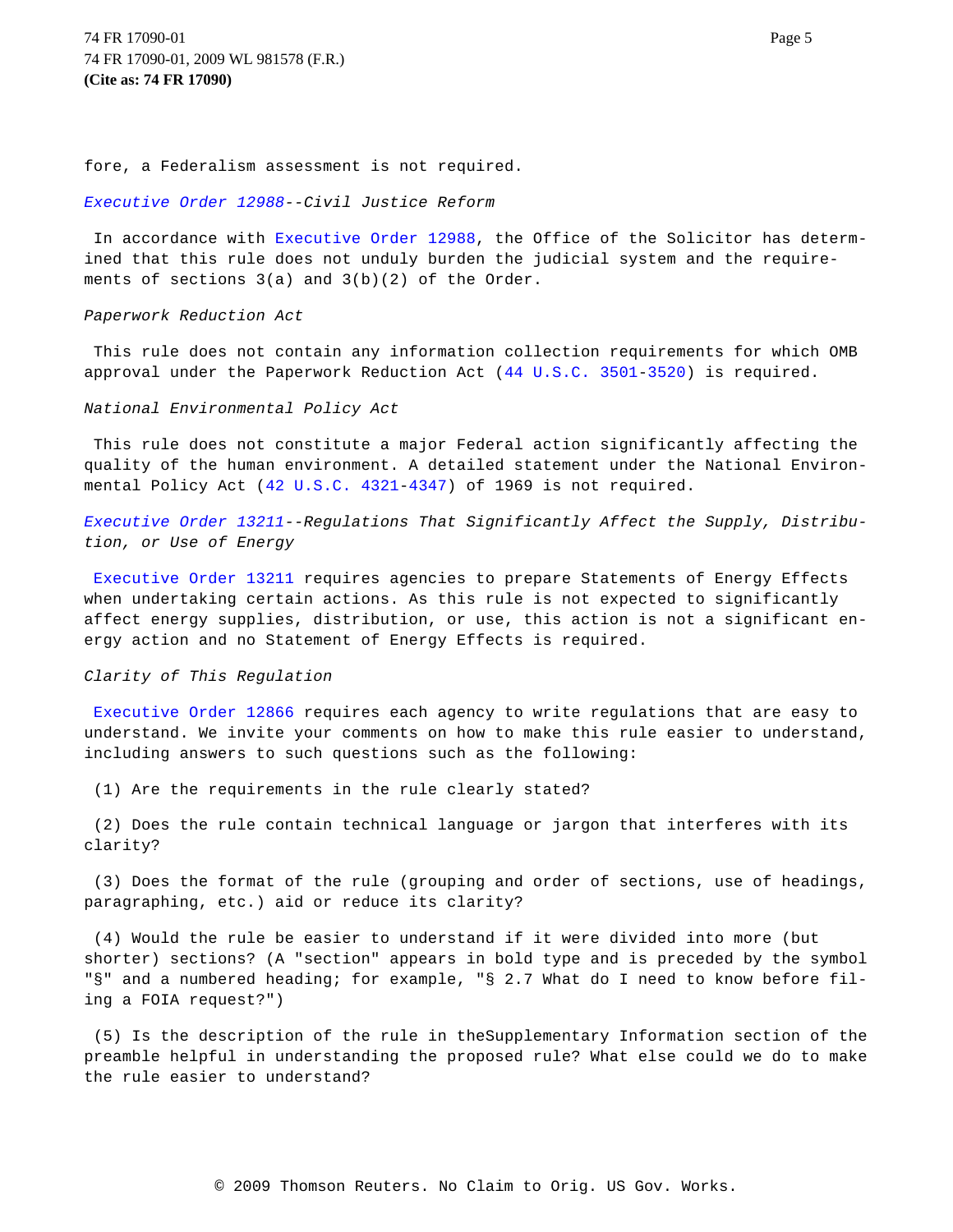fore, a Federalism assessment is not required.

*Executive Order 12988--Civil Justice Reform*

In accordance with Executive Order 12988, the Office of the Solicitor has determined that this rule does not unduly burden the judicial system and the requirements of sections 3(a) and 3(b)(2) of the Order.

*Paperwork Reduction Act*

This rule does not contain any information collection requirements for which OMB approval under the Paperwork Reduction Act (44 U.S.C. 3501-3520) is required.

*National Environmental Policy Act*

This rule does not constitute a major Federal action significantly affecting the quality of the human environment. A detailed statement under the National Environmental Policy Act (42 U.S.C. 4321-4347) of 1969 is not required.

*Executive Order 13211--Regulations That Significantly Affect the Supply, Distribution, or Use of Energy*

Executive Order 13211 requires agencies to prepare Statements of Energy Effects when undertaking certain actions. As this rule is not expected to significantly affect energy supplies, distribution, or use, this action is not a significant energy action and no Statement of Energy Effects is required.

*Clarity of This Regulation*

Executive Order 12866 requires each agency to write regulations that are easy to understand. We invite your comments on how to make this rule easier to understand, including answers to such questions such as the following:

(1) Are the requirements in the rule clearly stated?

(2) Does the rule contain technical language or jargon that interferes with its clarity?

(3) Does the format of the rule (grouping and order of sections, use of headings, paragraphing, etc.) aid or reduce its clarity?

(4) Would the rule be easier to understand if it were divided into more (but shorter) sections? (A "section" appears in bold type and is preceded by the symbol "§" and a numbered heading; for example, "§ 2.7 What do I need to know before filing a FOIA request?")

(5) Is the description of the rule in theSupplementary Information section of the preamble helpful in understanding the proposed rule? What else could we do to make the rule easier to understand?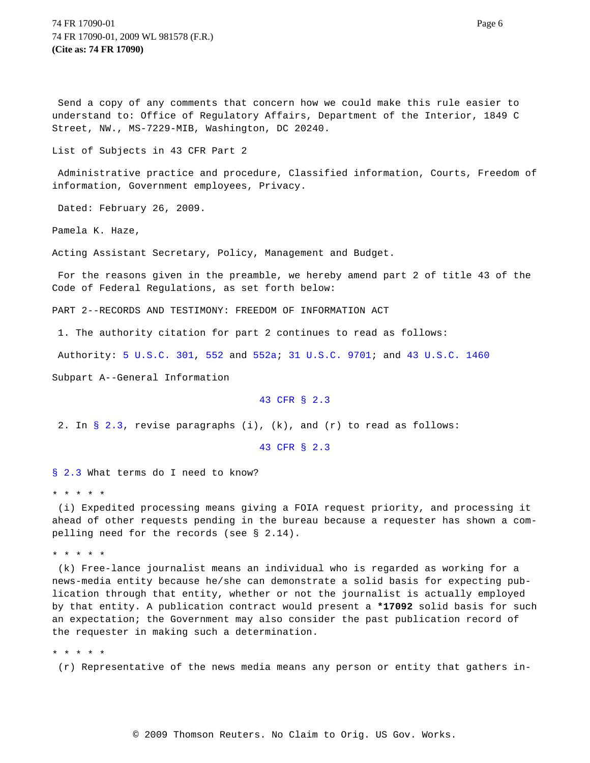Send a copy of any comments that concern how we could make this rule easier to understand to: Office of Regulatory Affairs, Department of the Interior, 1849 C Street, NW., MS-7229-MIB, Washington, DC 20240.

List of Subjects in 43 CFR Part 2

Administrative practice and procedure, Classified information, Courts, Freedom of information, Government employees, Privacy.

Dated: February 26, 2009.

Pamela K. Haze,

Acting Assistant Secretary, Policy, Management and Budget.

For the reasons given in the preamble, we hereby amend part 2 of title 43 of the Code of Federal Regulations, as set forth below:

PART 2--RECORDS AND TESTIMONY: FREEDOM OF INFORMATION ACT

1. The authority citation for part 2 continues to read as follows:

Authority: 5 U.S.C. 301, 552 and 552a; 31 U.S.C. 9701; and 43 U.S.C. 1460

Subpart A--General Information

43 CFR § 2.3

2. In § 2.3, revise paragraphs (i), (k), and (r) to read as follows:

43 CFR § 2.3

§ 2.3 What terms do I need to know?

* * * * *

(i) Expedited processing means giving a FOIA request priority, and processing it ahead of other requests pending in the bureau because a requester has shown a compelling need for the records (see § 2.14).

* * * * *

(k) Free-lance journalist means an individual who is regarded as working for a news-media entity because he/she can demonstrate a solid basis for expecting publication through that entity, whether or not the journalist is actually employed by that entity. A publication contract would present a **\*17092** solid basis for such an expectation; the Government may also consider the past publication record of the requester in making such a determination.

* * * * *

(r) Representative of the news media means any person or entity that gathers in-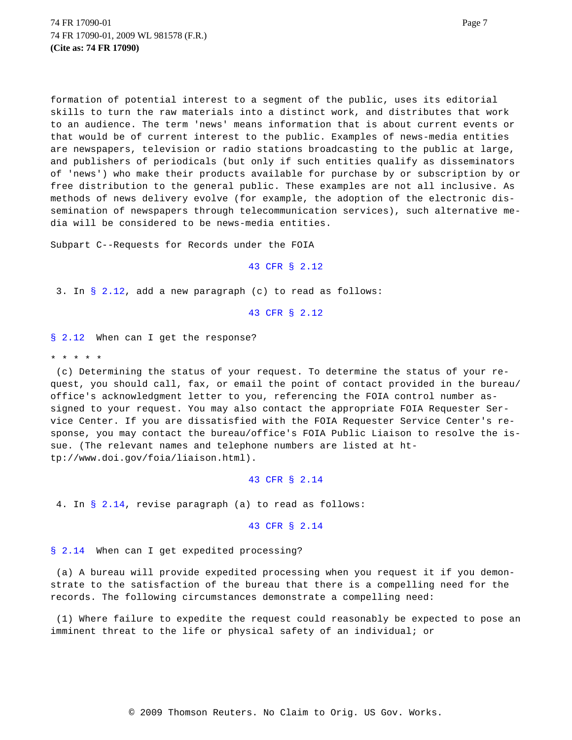formation of potential interest to a segment of the public, uses its editorial skills to turn the raw materials into a distinct work, and distributes that work to an audience. The term 'news' means information that is about current events or that would be of current interest to the public. Examples of news-media entities are newspapers, television or radio stations broadcasting to the public at large, and publishers of periodicals (but only if such entities qualify as disseminators of 'news') who make their products available for purchase by or subscription by or free distribution to the general public. These examples are not all inclusive. As methods of news delivery evolve (for example, the adoption of the electronic dissemination of newspapers through telecommunication services), such alternative media will be considered to be news-media entities.

Subpart C--Requests for Records under the FOIA

43 CFR § 2.12

3. In § 2.12, add a new paragraph (c) to read as follows:

43 CFR § 2.12

§ 2.12 When can I get the response?

* * * * *

(c) Determining the status of your request. To determine the status of your request, you should call, fax, or email the point of contact provided in the bureau/office's acknowledgment letter to you, referencing the FOIA control number assigned to your request. You may also contact the appropriate FOIA Requester Service Center. If you are dissatisfied with the FOIA Requester Service Center's response, you may contact the bureau/office's FOIA Public Liaison to resolve the issue. (The relevant names and telephone numbers are listed at http://www.doi.gov/foia/liaison.html).

43 CFR § 2.14

4. In § 2.14, revise paragraph (a) to read as follows:

43 CFR § 2.14

§ 2.14 When can I get expedited processing?

(a) A bureau will provide expedited processing when you request it if you demonstrate to the satisfaction of the bureau that there is a compelling need for the records. The following circumstances demonstrate a compelling need:

(1) Where failure to expedite the request could reasonably be expected to pose an imminent threat to the life or physical safety of an individual; or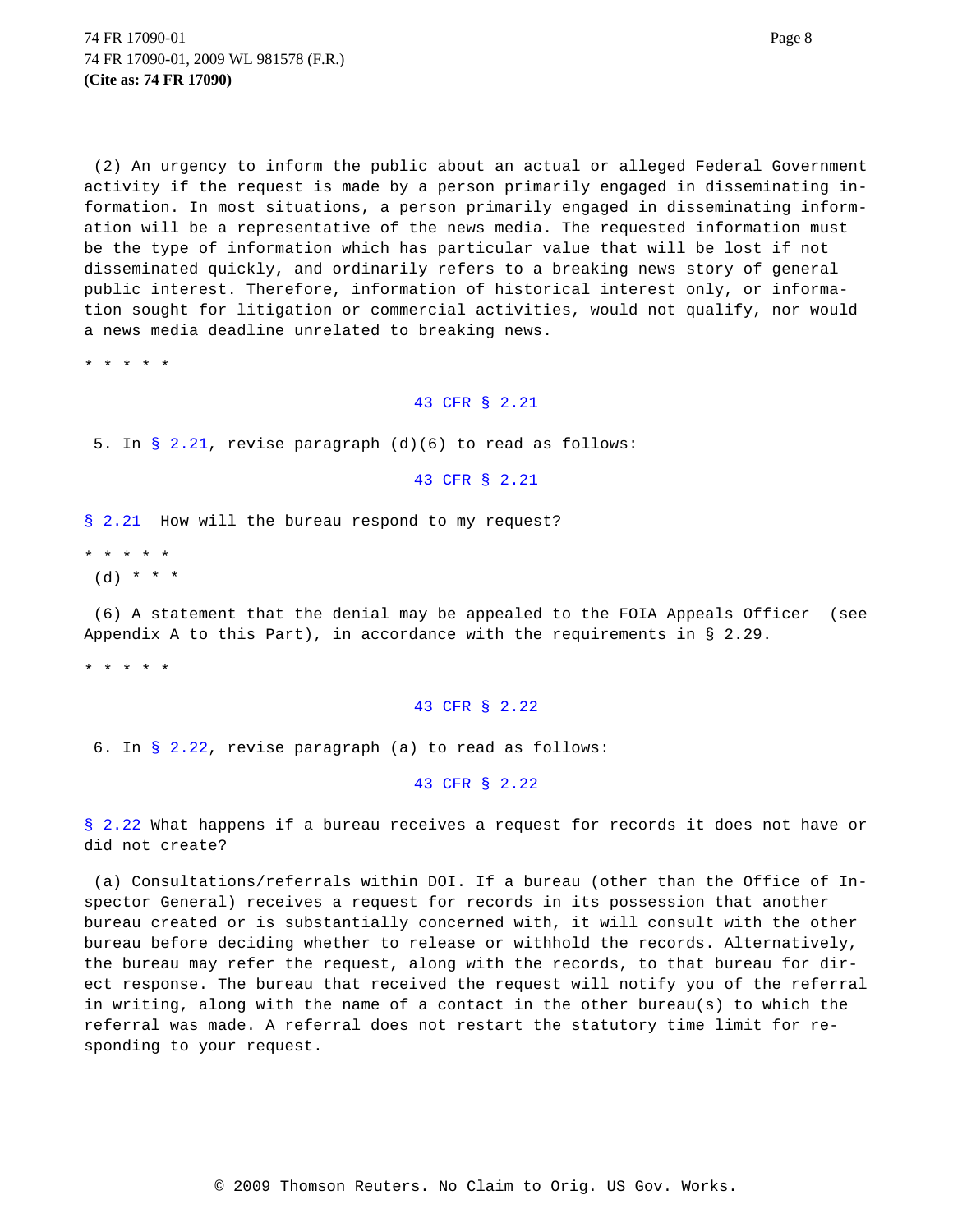(2) An urgency to inform the public about an actual or alleged Federal Government activity if the request is made by a person primarily engaged in disseminating information. In most situations, a person primarily engaged in disseminating information will be a representative of the news media. The requested information must be the type of information which has particular value that will be lost if not disseminated quickly, and ordinarily refers to a breaking news story of general public interest. Therefore, information of historical interest only, or information sought for litigation or commercial activities, would not qualify, nor would a news media deadline unrelated to breaking news.

* * * * *

43 CFR § 2.21

5. In § 2.21, revise paragraph (d)(6) to read as follows:

43 CFR § 2.21

§ 2.21 How will the bureau respond to my request?

* * * * *

(d) * * *

(6) A statement that the denial may be appealed to the FOIA Appeals Officer (see Appendix A to this Part), in accordance with the requirements in § 2.29.

* * * * *

43 CFR § 2.22

6. In § 2.22, revise paragraph (a) to read as follows:

43 CFR § 2.22

§ 2.22 What happens if a bureau receives a request for records it does not have or did not create?

(a) Consultations/referrals within DOI. If a bureau (other than the Office of Inspector General) receives a request for records in its possession that another bureau created or is substantially concerned with, it will consult with the other bureau before deciding whether to release or withhold the records. Alternatively, the bureau may refer the request, along with the records, to that bureau for direct response. The bureau that received the request will notify you of the referral in writing, along with the name of a contact in the other bureau(s) to which the referral was made. A referral does not restart the statutory time limit for responding to your request.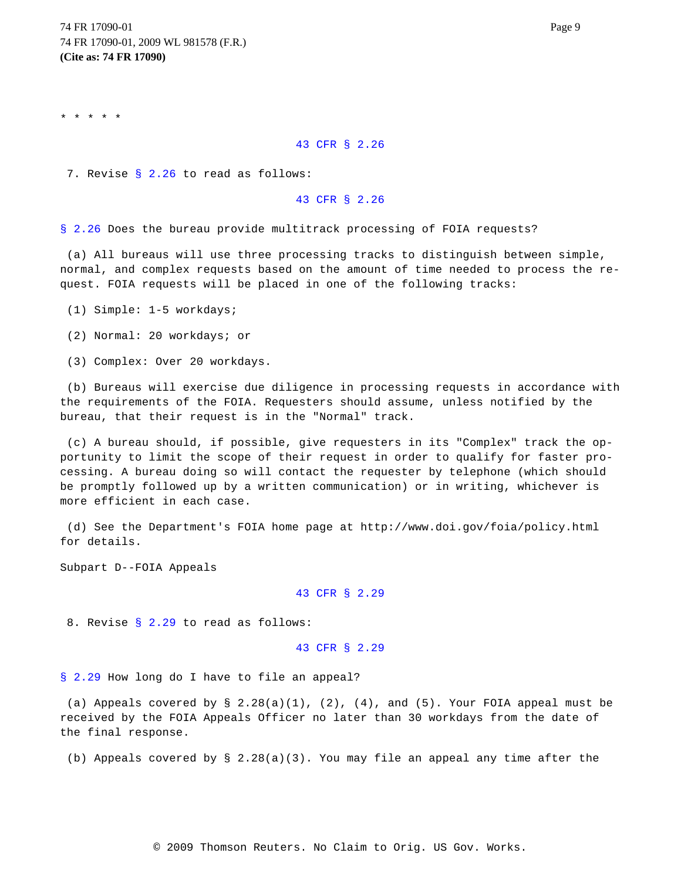* * * * *

43 CFR § 2.26

7. Revise § 2.26 to read as follows:

43 CFR § 2.26

§ 2.26 Does the bureau provide multitrack processing of FOIA requests?

(a) All bureaus will use three processing tracks to distinguish between simple, normal, and complex requests based on the amount of time needed to process the request. FOIA requests will be placed in one of the following tracks:

(1) Simple: 1-5 workdays;

(2) Normal: 20 workdays; or

(3) Complex: Over 20 workdays.

(b) Bureaus will exercise due diligence in processing requests in accordance with the requirements of the FOIA. Requesters should assume, unless notified by the bureau, that their request is in the "Normal" track.

(c) A bureau should, if possible, give requesters in its "Complex" track the opportunity to limit the scope of their request in order to qualify for faster processing. A bureau doing so will contact the requester by telephone (which should be promptly followed up by a written communication) or in writing, whichever is more efficient in each case.

(d) See the Department's FOIA home page at http://www.doi.gov/foia/policy.html for details.

Subpart D--FOIA Appeals

43 CFR § 2.29

8. Revise § 2.29 to read as follows:

43 CFR § 2.29

§ 2.29 How long do I have to file an appeal?

(a) Appeals covered by § 2.28(a)(1), (2), (4), and (5). Your FOIA appeal must be received by the FOIA Appeals Officer no later than 30 workdays from the date of the final response.

(b) Appeals covered by § 2.28(a)(3). You may file an appeal any time after the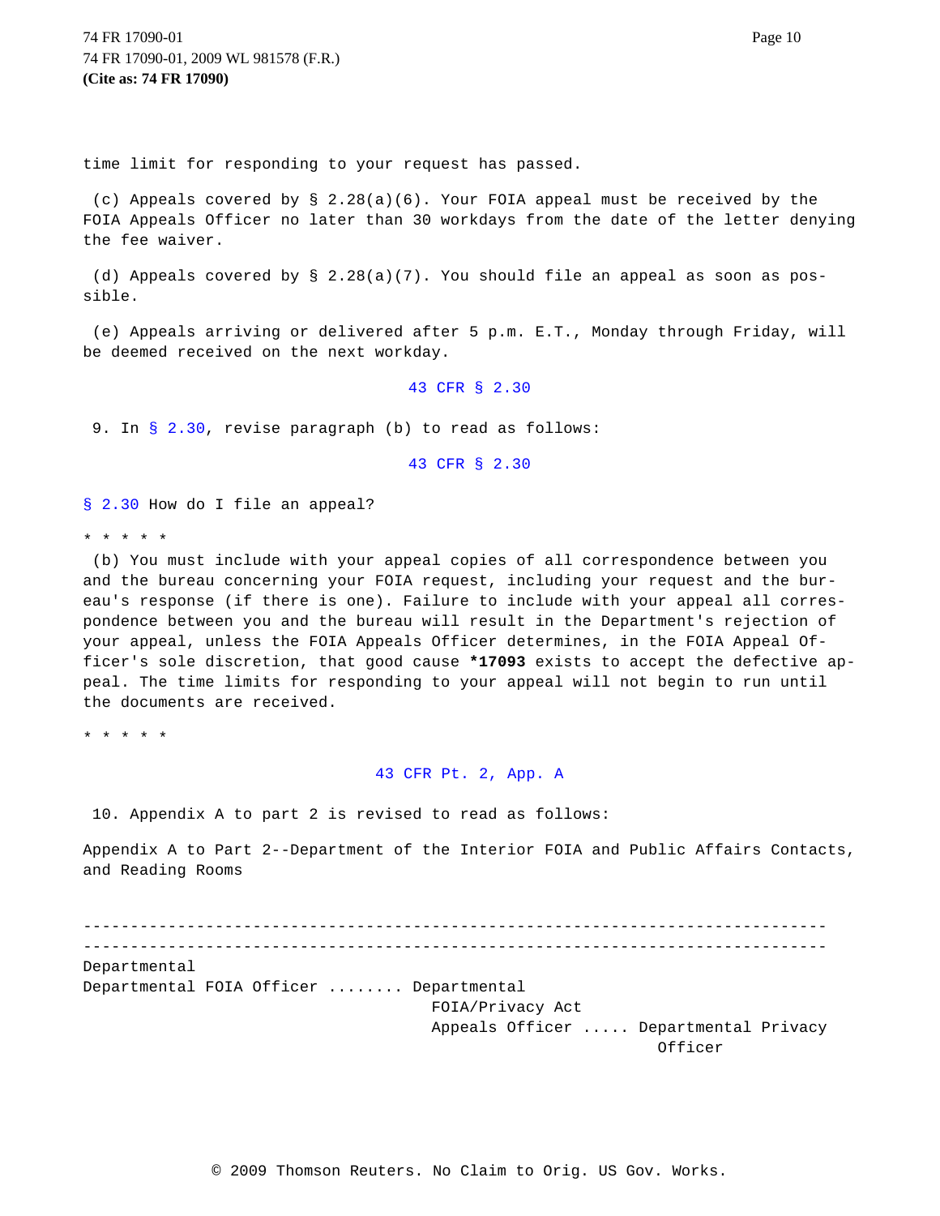time limit for responding to your request has passed.

(c) Appeals covered by § 2.28(a)(6). Your FOIA appeal must be received by the FOIA Appeals Officer no later than 30 workdays from the date of the letter denying the fee waiver.

(d) Appeals covered by § 2.28(a)(7). You should file an appeal as soon as possible.

(e) Appeals arriving or delivered after 5 p.m. E.T., Monday through Friday, will be deemed received on the next workday.

43 CFR § 2.30

9. In § 2.30, revise paragraph (b) to read as follows:

43 CFR § 2.30

§ 2.30 How do I file an appeal?

* * * * *

(b) You must include with your appeal copies of all correspondence between you and the bureau concerning your FOIA request, including your request and the bureau's response (if there is one). Failure to include with your appeal all correspondence between you and the bureau will result in the Department's rejection of your appeal, unless the FOIA Appeals Officer determines, in the FOIA Appeal Officer's sole discretion, that good cause **\*17093** exists to accept the defective appeal. The time limits for responding to your appeal will not begin to run until the documents are received.

* * * * *

43 CFR Pt. 2, App. A

10. Appendix A to part 2 is revised to read as follows:

Appendix A to Part 2--Department of the Interior FOIA and Public Affairs Contacts, and Reading Rooms

| | | |
|---|---|---|
| Departmental | | |
| Departmental FOIA Officer ........ | Departmental FOIA/Privacy Act Appeals Officer ..... | Departmental Privacy Officer |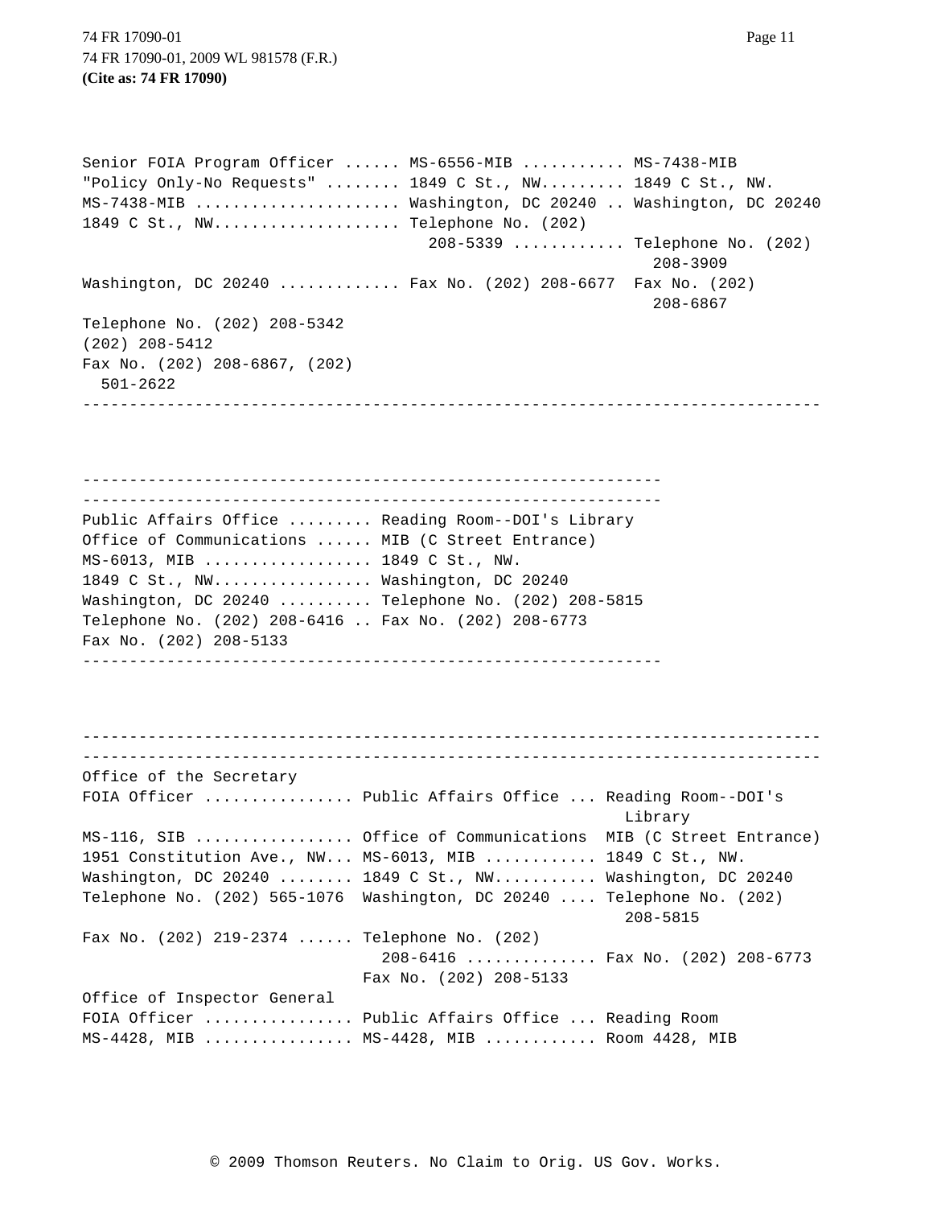| | | |
|---|---|---|
| Senior FOIA Program Officer "Policy Only-No Requests" MS-7438-MIB 1849 C St., NW. Washington, DC 20240 Telephone No. (202) 208-5342 (202) 208-5412 Fax No. (202) 208-6867, (202) 501-2622 | MS-6556-MIB 1849 C St., NW. Washington, DC 20240 Telephone No. (202) 208-5339 Fax No. (202) 208-6677 | MS-7438-MIB 1849 C St., NW. Washington, DC 20240 Telephone No. (202) 208-3909 Fax No. (202) 208-6867 |

| | |
|---|---|
| Public Affairs Office Office of Communications MS-6013, MIB 1849 C St., NW. Washington, DC 20240 Telephone No. (202) 208-6416 Fax No. (202) 208-5133 | Reading Room--DOI's Library MIB (C Street Entrance) 1849 C St., NW. Washington, DC 20240 Telephone No. (202) 208-5815 Fax No. (202) 208-6773 |

| | | |
|---|---|---|
| Office of the Secretary | | |
| FOIA Officer MS-116, SIB 1951 Constitution Ave., NW. Washington, DC 20240 Telephone No. (202) 565-1076 Fax No. (202) 219-2374 | Public Affairs Office Office of Communications MS-6013, MIB 1849 C St., NW. Washington, DC 20240 Telephone No. (202) 208-6416 Fax No. (202) 208-5133 | Reading Room--DOI's Library MIB (C Street Entrance) 1849 C St., NW. Washington, DC 20240 Telephone No. (202) 208-5815 Fax No. (202) 208-6773 |
| Office of Inspector General | | |
| FOIA Officer MS-4428, MIB | Public Affairs Office MS-4428, MIB | Reading Room Room 4428, MIB |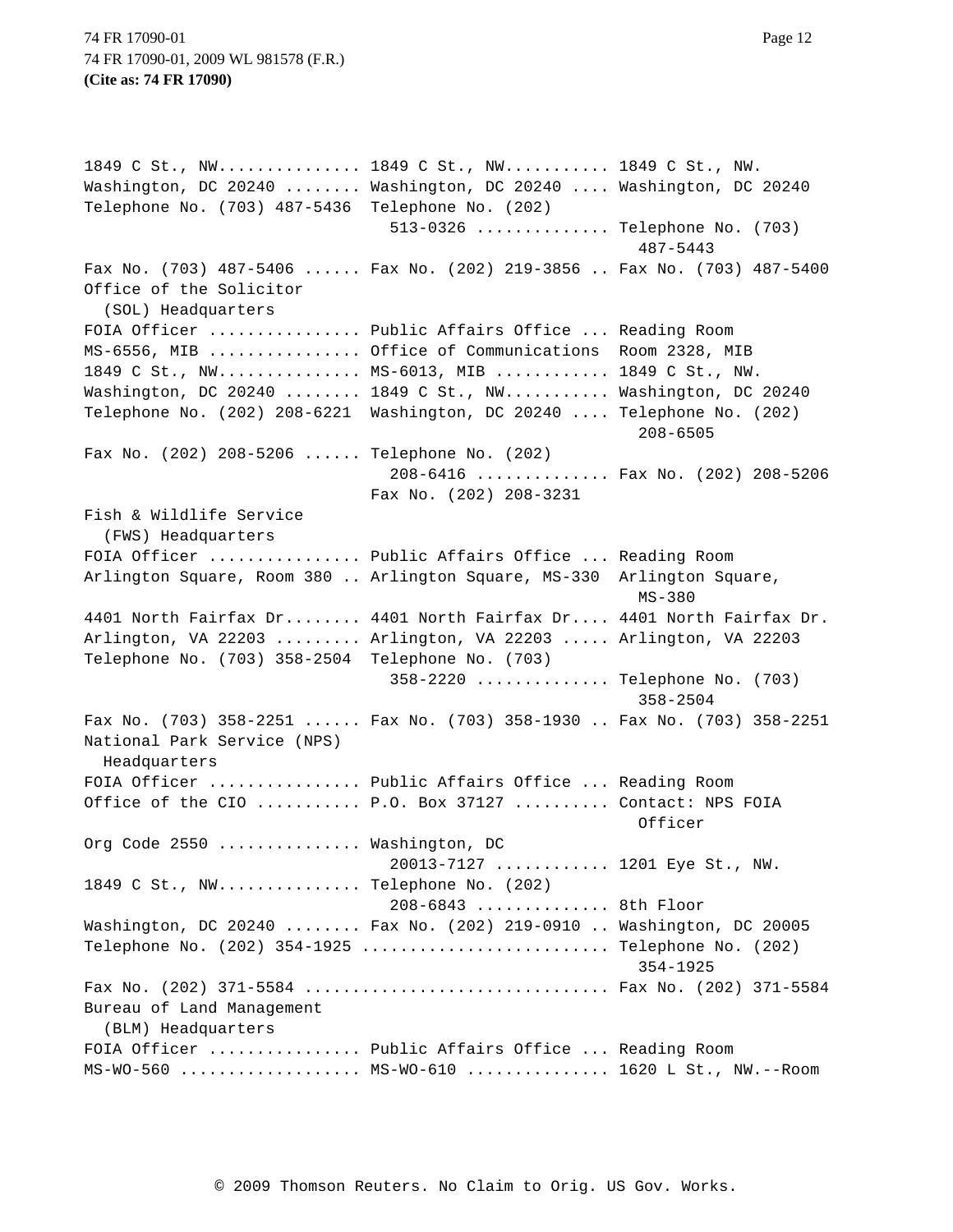```
1849 C St., NW.............. 1849 C St., NW........... 1849 C St., NW.
Washington, DC 20240 ........ Washington, DC 20240 .... Washington, DC 20240
Telephone No. (703) 487-5436  Telephone No. (202)
                                513-0326 ............. Telephone No. (703)
                                                          487-5443
Fax No. (703) 487-5406 ...... Fax No. (202) 219-3856 .. Fax No. (703) 487-5400
Office of the Solicitor
  (SOL) Headquarters
FOIA Officer ............... Public Affairs Office ... Reading Room
MS-6556, MIB ............... Office of Communications  Room 2328, MIB
1849 C St., NW.............. MS-6013, MIB ........... 1849 C St., NW.
Washington, DC 20240 ........ 1849 C St., NW........... Washington, DC 20240
Telephone No. (202) 208-6221  Washington, DC 20240 .... Telephone No. (202)
                                                          208-6505
Fax No. (202) 208-5206 ...... Telephone No. (202)
                                208-6416 ............. Fax No. (202) 208-5206
                              Fax No. (202) 208-3231
Fish & Wildlife Service
  (FWS) Headquarters
FOIA Officer ............... Public Affairs Office ... Reading Room
Arlington Square, Room 380 .. Arlington Square, MS-330  Arlington Square,
                                                          MS-380
4401 North Fairfax Dr........ 4401 North Fairfax Dr.... 4401 North Fairfax Dr.
Arlington, VA 22203 ......... Arlington, VA 22203 ..... Arlington, VA 22203
Telephone No. (703) 358-2504  Telephone No. (703)
                                358-2220 ............. Telephone No. (703)
                                                          358-2504
Fax No. (703) 358-2251 ...... Fax No. (703) 358-1930 .. Fax No. (703) 358-2251
National Park Service (NPS)
  Headquarters
FOIA Officer ............... Public Affairs Office ... Reading Room
Office of the CIO .......... P.O. Box 37127 ......... Contact: NPS FOIA
                                                          Officer
Org Code 2550 .............. Washington, DC
                                20013-7127 ........... 1201 Eye St., NW.
1849 C St., NW.............. Telephone No. (202)
                                208-6843 ............. 8th Floor
Washington, DC 20240 ........ Fax No. (202) 219-0910 .. Washington, DC 20005
Telephone No. (202) 354-1925 ......................... Telephone No. (202)
                                                          354-1925
Fax No. (202) 371-5584 ............................... Fax No. (202) 371-5584
Bureau of Land Management
  (BLM) Headquarters
FOIA Officer ............... Public Affairs Office ... Reading Room
MS-WO-560 .................. MS-WO-610 .............. 1620 L St., NW.--Room
```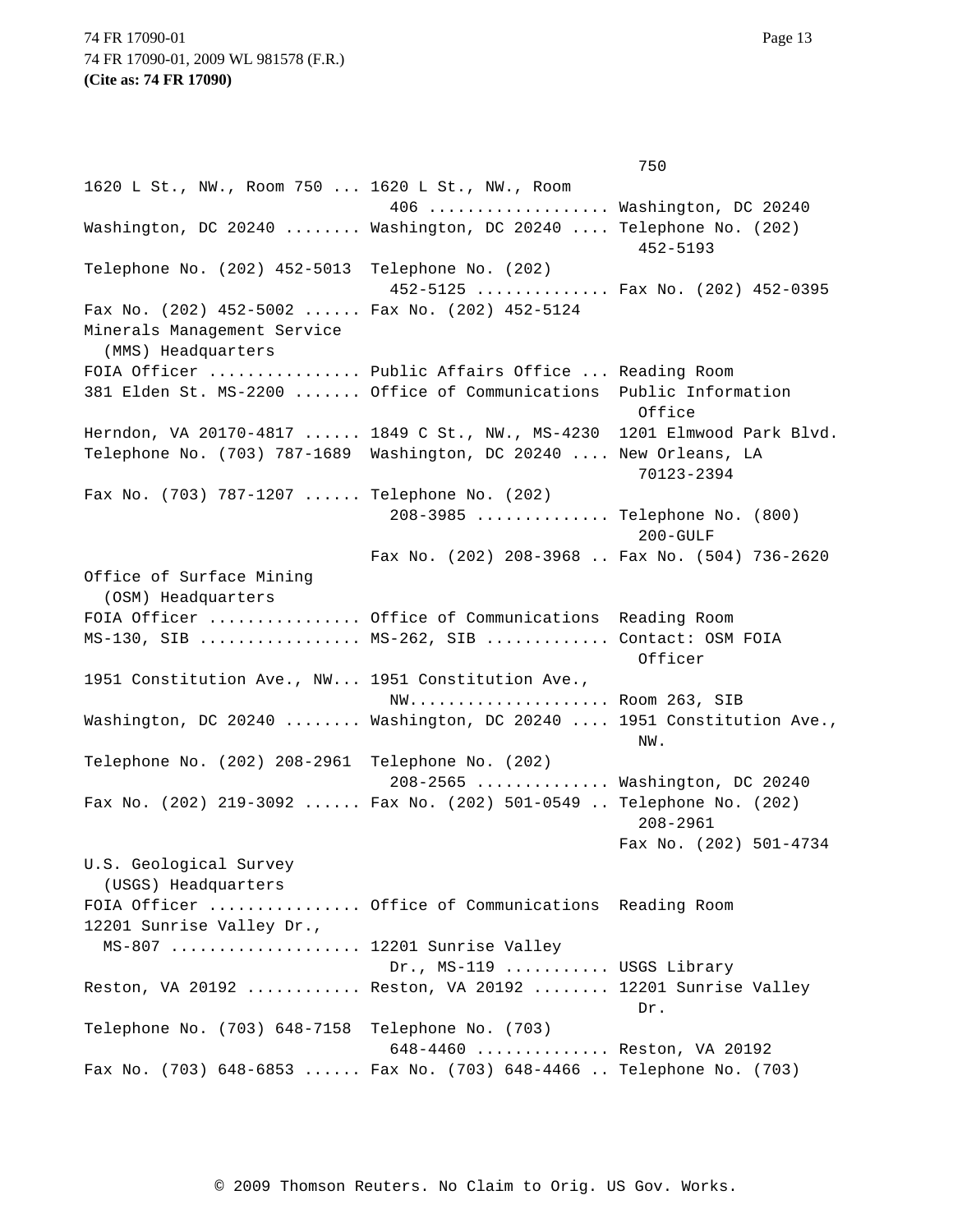| | | |
|---|---|---|
| | | 750 |
| 1620 L St., NW., Room 750 | 1620 L St., NW., Room 406 | Washington, DC 20240 |
| Washington, DC 20240 | Washington, DC 20240 | Telephone No. (202) 452-5193 |
| Telephone No. (202) 452-5013 | Telephone No. (202) 452-5125 | Fax No. (202) 452-0395 |
| Fax No. (202) 452-5002 | Fax No. (202) 452-5124 | |
| Minerals Management Service (MMS) Headquarters | | |
| FOIA Officer | Public Affairs Office | Reading Room |
| 381 Elden St. MS-2200 | Office of Communications | Public Information Office |
| Herndon, VA 20170-4817 | 1849 C St., NW., MS-4230 | 1201 Elmwood Park Blvd. |
| Telephone No. (703) 787-1689 | Washington, DC 20240 | New Orleans, LA 70123-2394 |
| Fax No. (703) 787-1207 | Telephone No. (202) 208-3985 | Telephone No. (800) 200-GULF |
| | Fax No. (202) 208-3968 | Fax No. (504) 736-2620 |
| Office of Surface Mining (OSM) Headquarters | | |
| FOIA Officer | Office of Communications | Reading Room |
| MS-130, SIB | MS-262, SIB | Contact: OSM FOIA Officer |
| 1951 Constitution Ave., NW | 1951 Constitution Ave., NW. | Room 263, SIB |
| Washington, DC 20240 | Washington, DC 20240 | 1951 Constitution Ave., NW. |
| Telephone No. (202) 208-2961 | Telephone No. (202) 208-2565 | Washington, DC 20240 |
| Fax No. (202) 219-3092 | Fax No. (202) 501-0549 | Telephone No. (202) 208-2961 |
| | | Fax No. (202) 501-4734 |
| U.S. Geological Survey (USGS) Headquarters | | |
| FOIA Officer | Office of Communications | Reading Room |
| 12201 Sunrise Valley Dr., MS-807 | 12201 Sunrise Valley Dr., MS-119 | USGS Library |
| Reston, VA 20192 | Reston, VA 20192 | 12201 Sunrise Valley Dr. |
| Telephone No. (703) 648-7158 | Telephone No. (703) 648-4460 | Reston, VA 20192 |
| Fax No. (703) 648-6853 | Fax No. (703) 648-4466 | Telephone No. (703) |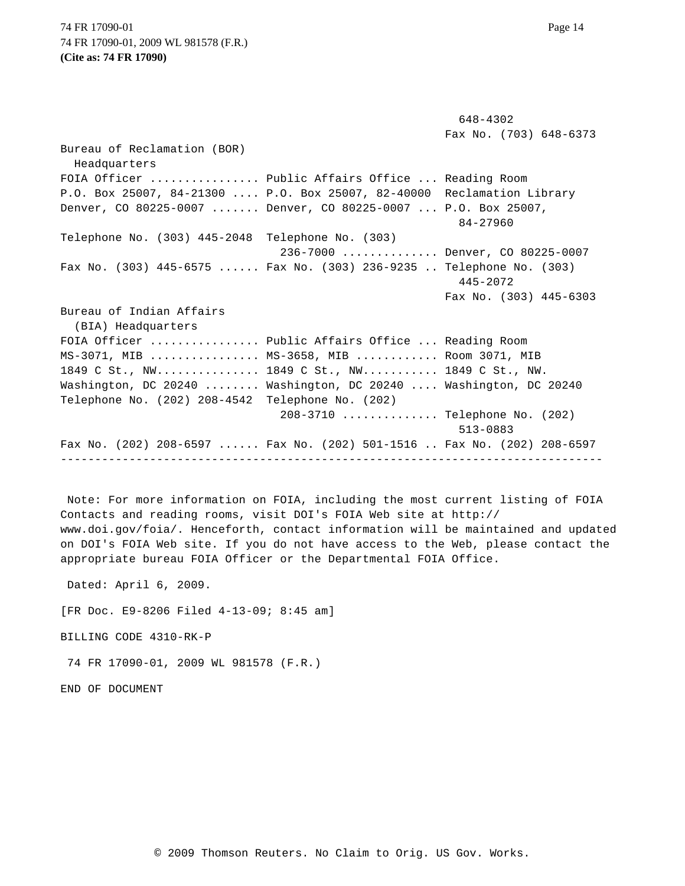| | | |
|---|---|---|
| | | 648-4302 Fax No. (703) 648-6373 |
| Bureau of Reclamation (BOR) Headquarters | | |
| FOIA Officer | Public Affairs Office | Reading Room |
| P.O. Box 25007, 84-21300 | P.O. Box 25007, 82-40000 | Reclamation Library |
| Denver, CO 80225-0007 | Denver, CO 80225-0007 | P.O. Box 25007, 84-27960 |
| Telephone No. (303) 445-2048 | Telephone No. (303) 236-7000 | Denver, CO 80225-0007 |
| Fax No. (303) 445-6575 | Fax No. (303) 236-9235 | Telephone No. (303) 445-2072 Fax No. (303) 445-6303 |
| Bureau of Indian Affairs (BIA) Headquarters | | |
| FOIA Officer | Public Affairs Office | Reading Room |
| MS-3071, MIB | MS-3658, MIB | Room 3071, MIB |
| 1849 C St., NW. | 1849 C St., NW. | 1849 C St., NW. |
| Washington, DC 20240 | Washington, DC 20240 | Washington, DC 20240 |
| Telephone No. (202) 208-4542 | Telephone No. (202) 208-3710 | Telephone No. (202) 513-0883 |
| Fax No. (202) 208-6597 | Fax No. (202) 501-1516 | Fax No. (202) 208-6597 |

Note: For more information on FOIA, including the most current listing of FOIA Contacts and reading rooms, visit DOI's FOIA Web site at http://www.doi.gov/foia/. Henceforth, contact information will be maintained and updated on DOI's FOIA Web site. If you do not have access to the Web, please contact the appropriate bureau FOIA Officer or the Departmental FOIA Office.

Dated: April 6, 2009.

[FR Doc. E9-8206 Filed 4-13-09; 8:45 am]

BILLING CODE 4310-RK-P

74 FR 17090-01, 2009 WL 981578 (F.R.)

END OF DOCUMENT